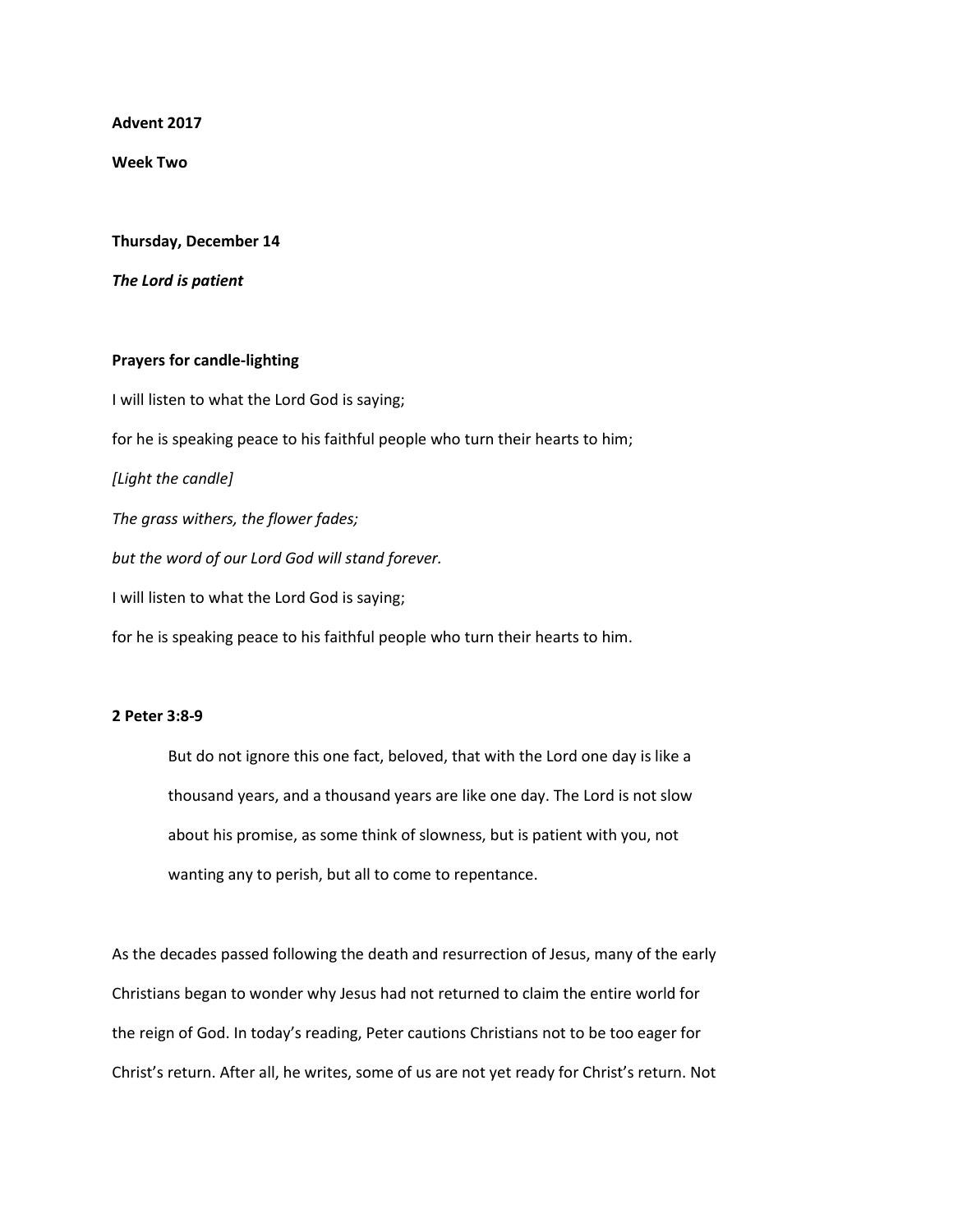**Advent 2017**

**Week Two**

**Thursday, December 14**

***The Lord is patient***

**Prayers for candle-lighting**

I will listen to what the Lord God is saying;

for he is speaking peace to his faithful people who turn their hearts to him;

*[Light the candle]*

*The grass withers, the flower fades;*

*but the word of our Lord God will stand forever.*

I will listen to what the Lord God is saying;

for he is speaking peace to his faithful people who turn their hearts to him.

**2 Peter 3:8-9**

> But do not ignore this one fact, beloved, that with the Lord one day is like a thousand years, and a thousand years are like one day. The Lord is not slow about his promise, as some think of slowness, but is patient with you, not wanting any to perish, but all to come to repentance.

As the decades passed following the death and resurrection of Jesus, many of the early Christians began to wonder why Jesus had not returned to claim the entire world for the reign of God. In today's reading, Peter cautions Christians not to be too eager for Christ's return. After all, he writes, some of us are not yet ready for Christ's return. Not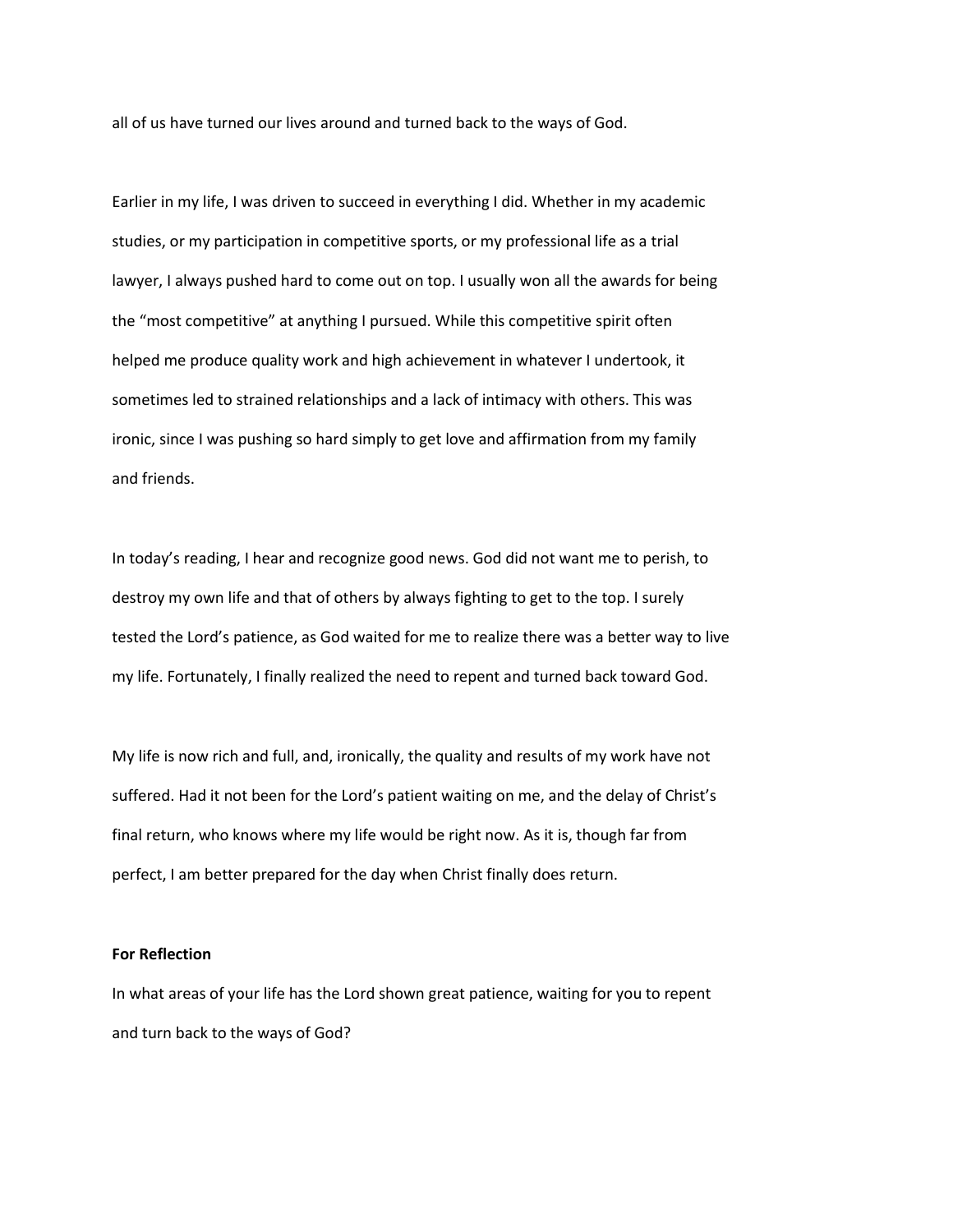all of us have turned our lives around and turned back to the ways of God.

Earlier in my life, I was driven to succeed in everything I did. Whether in my academic studies, or my participation in competitive sports, or my professional life as a trial lawyer, I always pushed hard to come out on top. I usually won all the awards for being the "most competitive" at anything I pursued. While this competitive spirit often helped me produce quality work and high achievement in whatever I undertook, it sometimes led to strained relationships and a lack of intimacy with others. This was ironic, since I was pushing so hard simply to get love and affirmation from my family and friends.

In today's reading, I hear and recognize good news. God did not want me to perish, to destroy my own life and that of others by always fighting to get to the top. I surely tested the Lord's patience, as God waited for me to realize there was a better way to live my life. Fortunately, I finally realized the need to repent and turned back toward God.

My life is now rich and full, and, ironically, the quality and results of my work have not suffered. Had it not been for the Lord's patient waiting on me, and the delay of Christ's final return, who knows where my life would be right now. As it is, though far from perfect, I am better prepared for the day when Christ finally does return.

**For Reflection**

In what areas of your life has the Lord shown great patience, waiting for you to repent and turn back to the ways of God?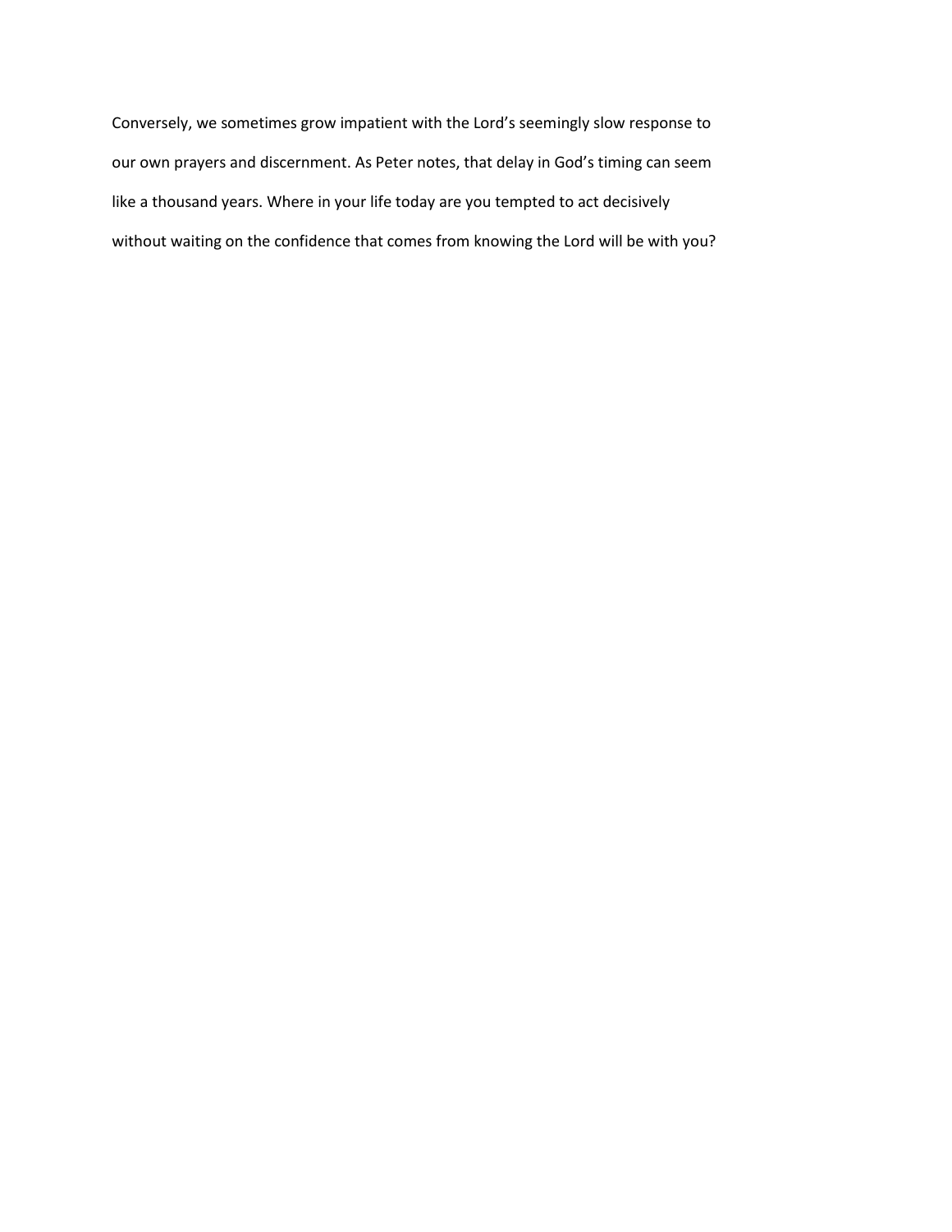Conversely, we sometimes grow impatient with the Lord's seemingly slow response to our own prayers and discernment. As Peter notes, that delay in God's timing can seem like a thousand years. Where in your life today are you tempted to act decisively without waiting on the confidence that comes from knowing the Lord will be with you?